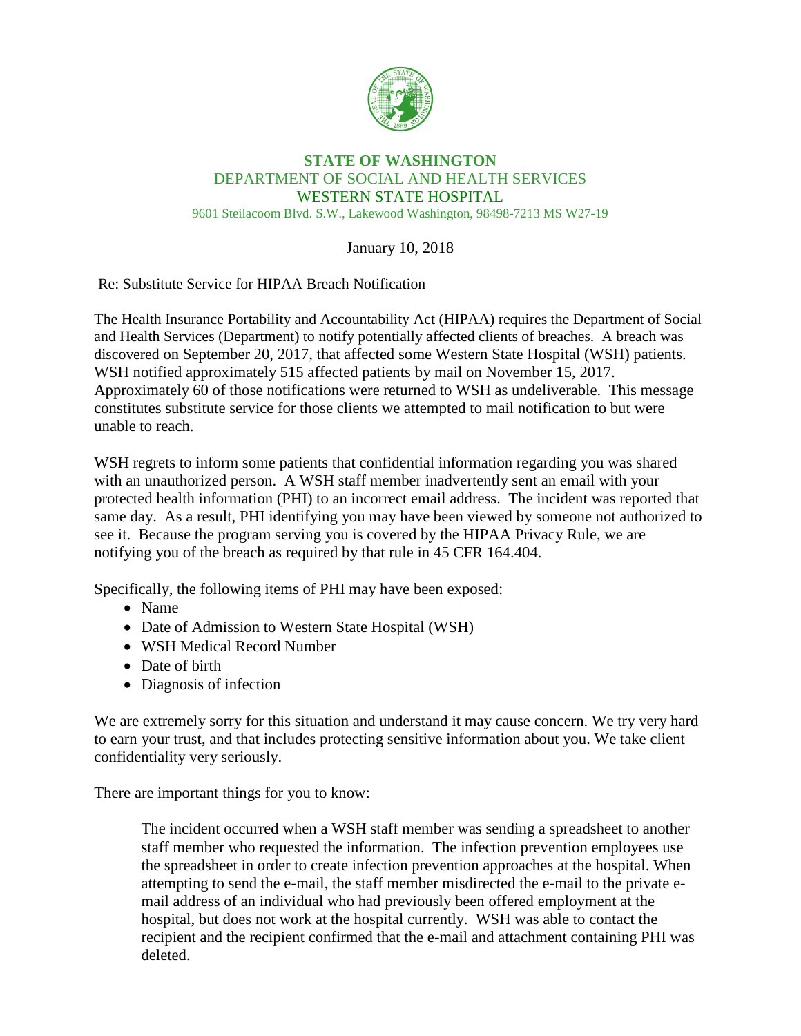**STATE OF WASHINGTON**
DEPARTMENT OF SOCIAL AND HEALTH SERVICES
WESTERN STATE HOSPITAL
9601 Steilacoom Blvd. S.W., Lakewood Washington, 98498-7213 MS W27-19

January 10, 2018

Re: Substitute Service for HIPAA Breach Notification

The Health Insurance Portability and Accountability Act (HIPAA) requires the Department of Social and Health Services (Department) to notify potentially affected clients of breaches. A breach was discovered on September 20, 2017, that affected some Western State Hospital (WSH) patients. WSH notified approximately 515 affected patients by mail on November 15, 2017. Approximately 60 of those notifications were returned to WSH as undeliverable. This message constitutes substitute service for those clients we attempted to mail notification to but were unable to reach.

WSH regrets to inform some patients that confidential information regarding you was shared with an unauthorized person. A WSH staff member inadvertently sent an email with your protected health information (PHI) to an incorrect email address. The incident was reported that same day. As a result, PHI identifying you may have been viewed by someone not authorized to see it. Because the program serving you is covered by the HIPAA Privacy Rule, we are notifying you of the breach as required by that rule in 45 CFR 164.404.

Specifically, the following items of PHI may have been exposed:

- Name
- Date of Admission to Western State Hospital (WSH)
- WSH Medical Record Number
- Date of birth
- Diagnosis of infection

We are extremely sorry for this situation and understand it may cause concern. We try very hard to earn your trust, and that includes protecting sensitive information about you. We take client confidentiality very seriously.

There are important things for you to know:

> The incident occurred when a WSH staff member was sending a spreadsheet to another staff member who requested the information. The infection prevention employees use the spreadsheet in order to create infection prevention approaches at the hospital. When attempting to send the e-mail, the staff member misdirected the e-mail to the private e-mail address of an individual who had previously been offered employment at the hospital, but does not work at the hospital currently. WSH was able to contact the recipient and the recipient confirmed that the e-mail and attachment containing PHI was deleted.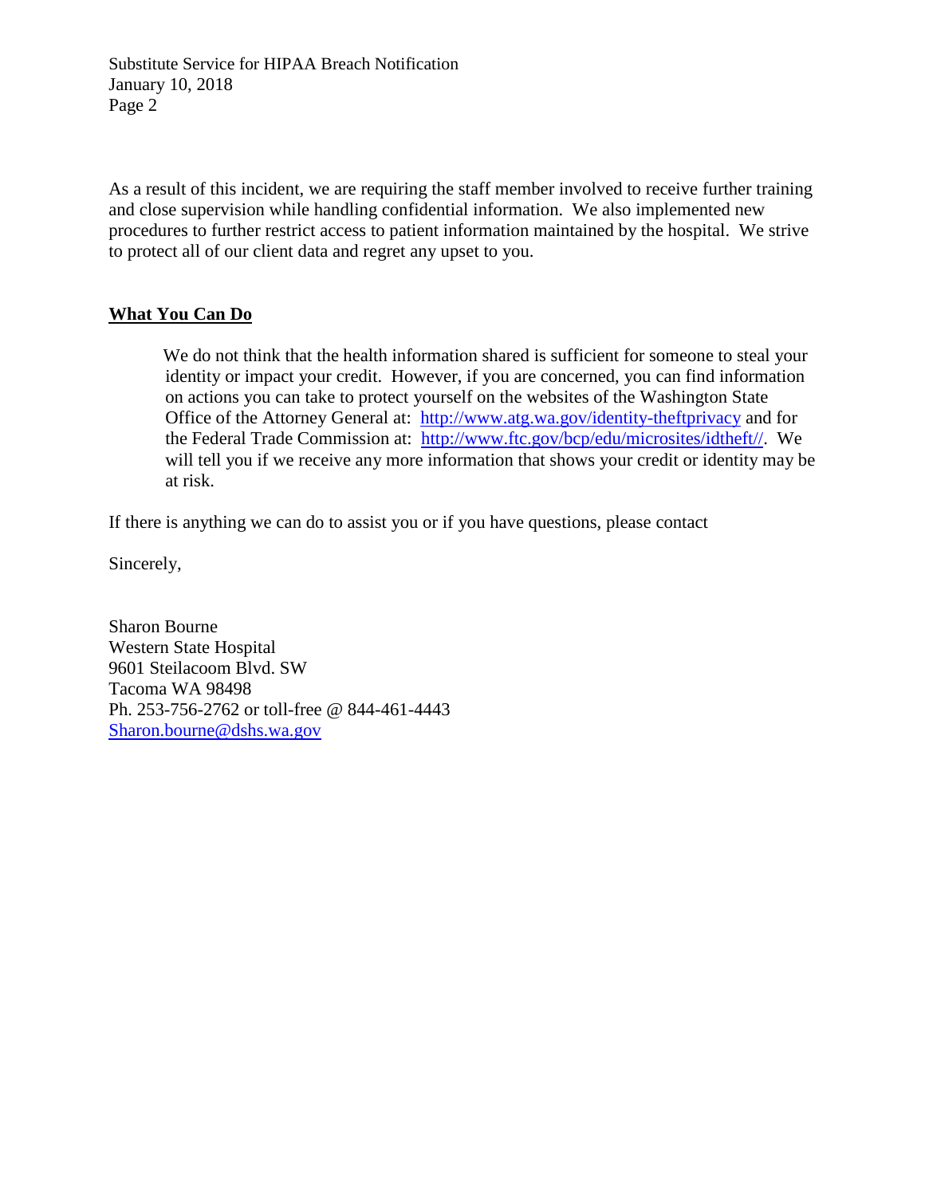As a result of this incident, we are requiring the staff member involved to receive further training and close supervision while handling confidential information. We also implemented new procedures to further restrict access to patient information maintained by the hospital. We strive to protect all of our client data and regret any upset to you.

**What You Can Do**

We do not think that the health information shared is sufficient for someone to steal your identity or impact your credit. However, if you are concerned, you can find information on actions you can take to protect yourself on the websites of the Washington State Office of the Attorney General at: http://www.atg.wa.gov/identity-theftprivacy and for the Federal Trade Commission at: http://www.ftc.gov/bcp/edu/microsites/idtheft//. We will tell you if we receive any more information that shows your credit or identity may be at risk.

If there is anything we can do to assist you or if you have questions, please contact

Sincerely,

Sharon Bourne
Western State Hospital
9601 Steilacoom Blvd. SW
Tacoma WA 98498
Ph. 253-756-2762 or toll-free @ 844-461-4443
Sharon.bourne@dshs.wa.gov